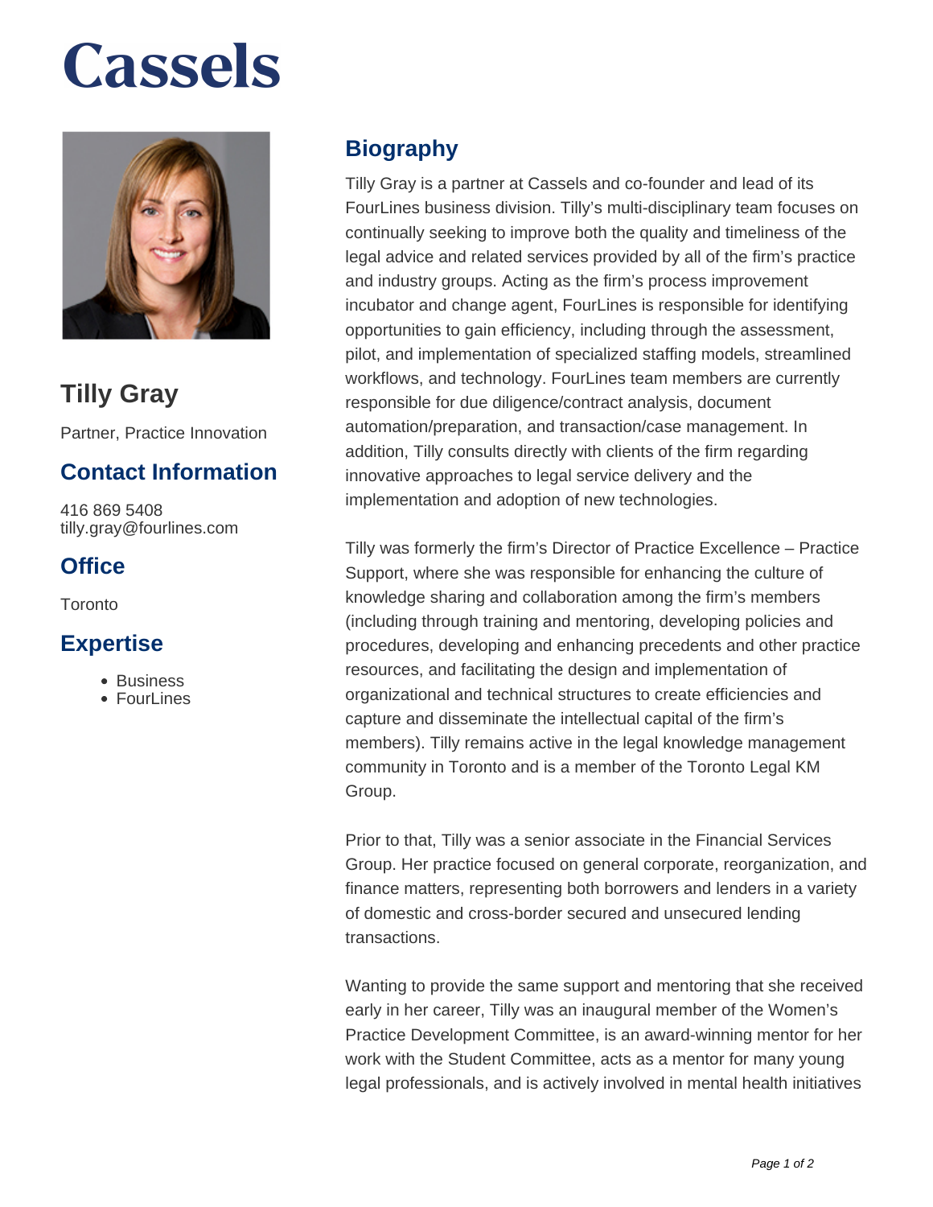# Cassels

## Tilly Gray

Partner, Practice Innovation

### Contact Information

416 869 5408
tilly.gray@fourlines.com

### Office

Toronto

### Expertise

- Business
- FourLines

## Biography

Tilly Gray is a partner at Cassels and co-founder and lead of its FourLines business division. Tilly's multi-disciplinary team focuses on continually seeking to improve both the quality and timeliness of the legal advice and related services provided by all of the firm's practice and industry groups. Acting as the firm's process improvement incubator and change agent, FourLines is responsible for identifying opportunities to gain efficiency, including through the assessment, pilot, and implementation of specialized staffing models, streamlined workflows, and technology. FourLines team members are currently responsible for due diligence/contract analysis, document automation/preparation, and transaction/case management. In addition, Tilly consults directly with clients of the firm regarding innovative approaches to legal service delivery and the implementation and adoption of new technologies.

Tilly was formerly the firm's Director of Practice Excellence – Practice Support, where she was responsible for enhancing the culture of knowledge sharing and collaboration among the firm's members (including through training and mentoring, developing policies and procedures, developing and enhancing precedents and other practice resources, and facilitating the design and implementation of organizational and technical structures to create efficiencies and capture and disseminate the intellectual capital of the firm's members). Tilly remains active in the legal knowledge management community in Toronto and is a member of the Toronto Legal KM Group.

Prior to that, Tilly was a senior associate in the Financial Services Group. Her practice focused on general corporate, reorganization, and finance matters, representing both borrowers and lenders in a variety of domestic and cross-border secured and unsecured lending transactions.

Wanting to provide the same support and mentoring that she received early in her career, Tilly was an inaugural member of the Women's Practice Development Committee, is an award-winning mentor for her work with the Student Committee, acts as a mentor for many young legal professionals, and is actively involved in mental health initiatives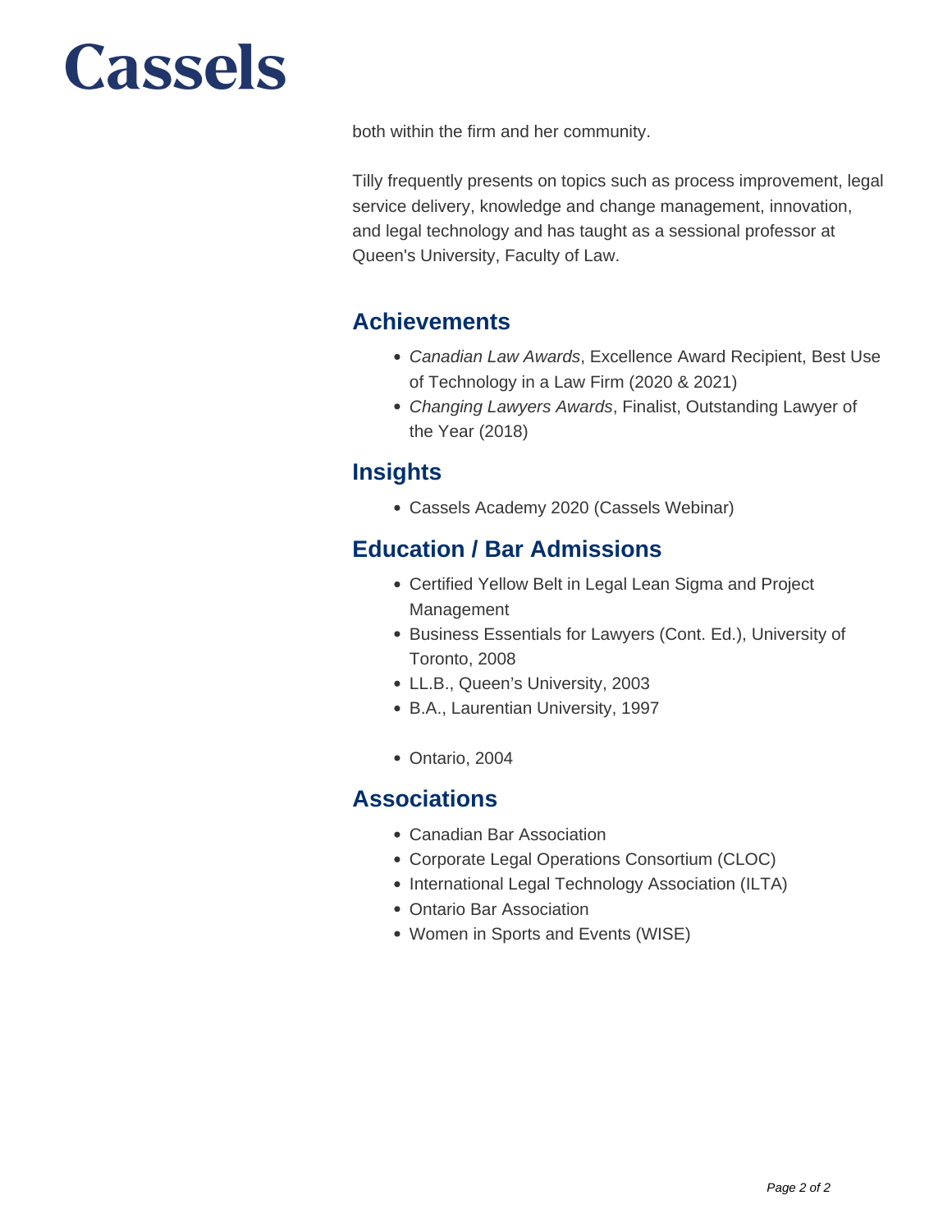both within the firm and her community.

Tilly frequently presents on topics such as process improvement, legal service delivery, knowledge and change management, innovation, and legal technology and has taught as a sessional professor at Queen's University, Faculty of Law.

## Achievements

- *Canadian Law Awards*, Excellence Award Recipient, Best Use of Technology in a Law Firm (2020 & 2021)
- *Changing Lawyers Awards*, Finalist, Outstanding Lawyer of the Year (2018)

## Insights

- Cassels Academy 2020 (Cassels Webinar)

## Education / Bar Admissions

- Certified Yellow Belt in Legal Lean Sigma and Project Management
- Business Essentials for Lawyers (Cont. Ed.), University of Toronto, 2008
- LL.B., Queen's University, 2003
- B.A., Laurentian University, 1997

- Ontario, 2004

## Associations

- Canadian Bar Association
- Corporate Legal Operations Consortium (CLOC)
- International Legal Technology Association (ILTA)
- Ontario Bar Association
- Women in Sports and Events (WISE)